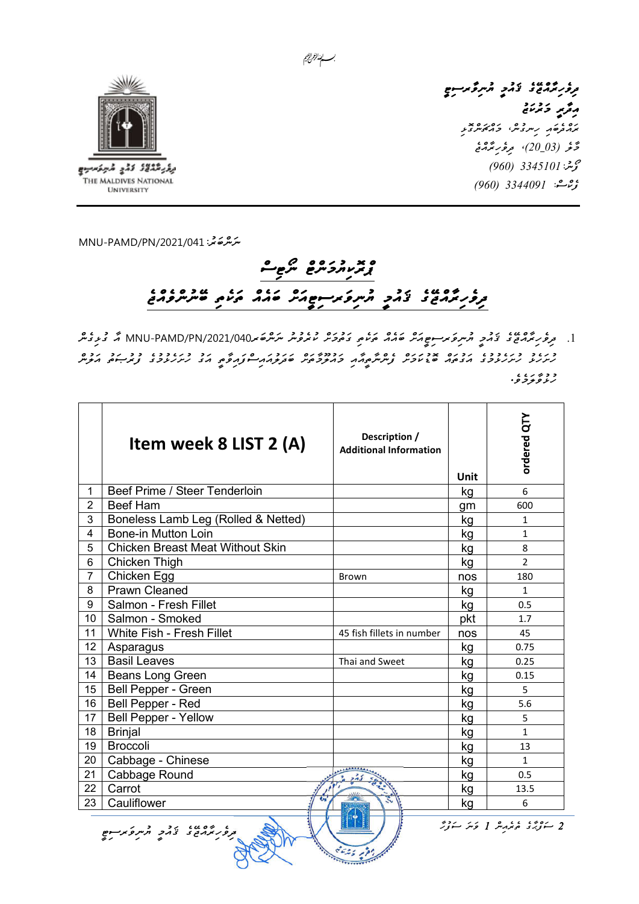بسم الله الرحمن الرحيم

ދިވެހިރާއްޖޭގެ ޤައުމީ ޔުނިވަރސިޓީ
އިދާރީ މަރުކަޒު
ރަހްދެބައި ހިނގުން، މައްޗަންގޮޅި
މާލެ (20_03)، ދިވެހިރާއްޖެ
ފޯން: 3345101 (960)
ފެކްސް: 3344091 (960)

ދިވެހިރާއްޖޭގެ ޤައުމީ ޔުނިވަރސިޓީ
THE MALDIVES NATIONAL UNIVERSITY

ނަންބަރު: MNU-PAMD/PN/2021/041

# ޕްރޮކިއުމަންޓް ނޯޓިސް

## ދިވެހިރާއްޖޭގެ ޤައުމީ ޔުނިވަރސިޓީއަށް ކާބޯ ތަކެތި ބޭނުންވެއްޖެ

1. ދިވެހިރާއްޖޭގެ ޤައުމީ ޔުނިވަރސިޓީއަށް ކާބޯ ތަކެތި ގަތުމަށް ކުރެވުނު ނަންބަރު MNU-PAMD/PN/2021/040 ގެ ފިޔަވަޅުން ކުރެވުނު ހުށަހެޅުންތައް އަގުބަލާ ބޭނުންކުރަން ފެންނާތީއާއި މުއްދަތަށް ބަލައިގަނެވޭގޮތަށް ނުހުށަހެޅޭ ގޮތަށް ހުށަހަޅާތަން.

| | Item week 8 LIST 2 (A) | Description / Additional Information | Unit | ordered QTY |
|---|---|---|---|---|
| 1 | Beef Prime / Steer Tenderloin | | kg | 6 |
| 2 | Beef Ham | | gm | 600 |
| 3 | Boneless Lamb Leg (Rolled & Netted) | | kg | 1 |
| 4 | Bone-in Mutton Loin | | kg | 1 |
| 5 | Chicken Breast Meat Without Skin | | kg | 8 |
| 6 | Chicken Thigh | | kg | 2 |
| 7 | Chicken Egg | Brown | nos | 180 |
| 8 | Prawn Cleaned | | kg | 1 |
| 9 | Salmon - Fresh Fillet | | kg | 0.5 |
| 10 | Salmon - Smoked | | pkt | 1.7 |
| 11 | White Fish - Fresh Fillet | 45 fish fillets in number | nos | 45 |
| 12 | Asparagus | | kg | 0.75 |
| 13 | Basil Leaves | Thai and Sweet | kg | 0.25 |
| 14 | Beans Long Green | | kg | 0.15 |
| 15 | Bell Pepper - Green | | kg | 5 |
| 16 | Bell Pepper - Red | | kg | 5.6 |
| 17 | Bell Pepper - Yellow | | kg | 5 |
| 18 | Brinjal | | kg | 1 |
| 19 | Broccoli | | kg | 13 |
| 20 | Cabbage - Chinese | | kg | 1 |
| 21 | Cabbage Round | | kg | 0.5 |
| 22 | Carrot | | kg | 13.5 |
| 23 | Cauliflower | | kg | 6 |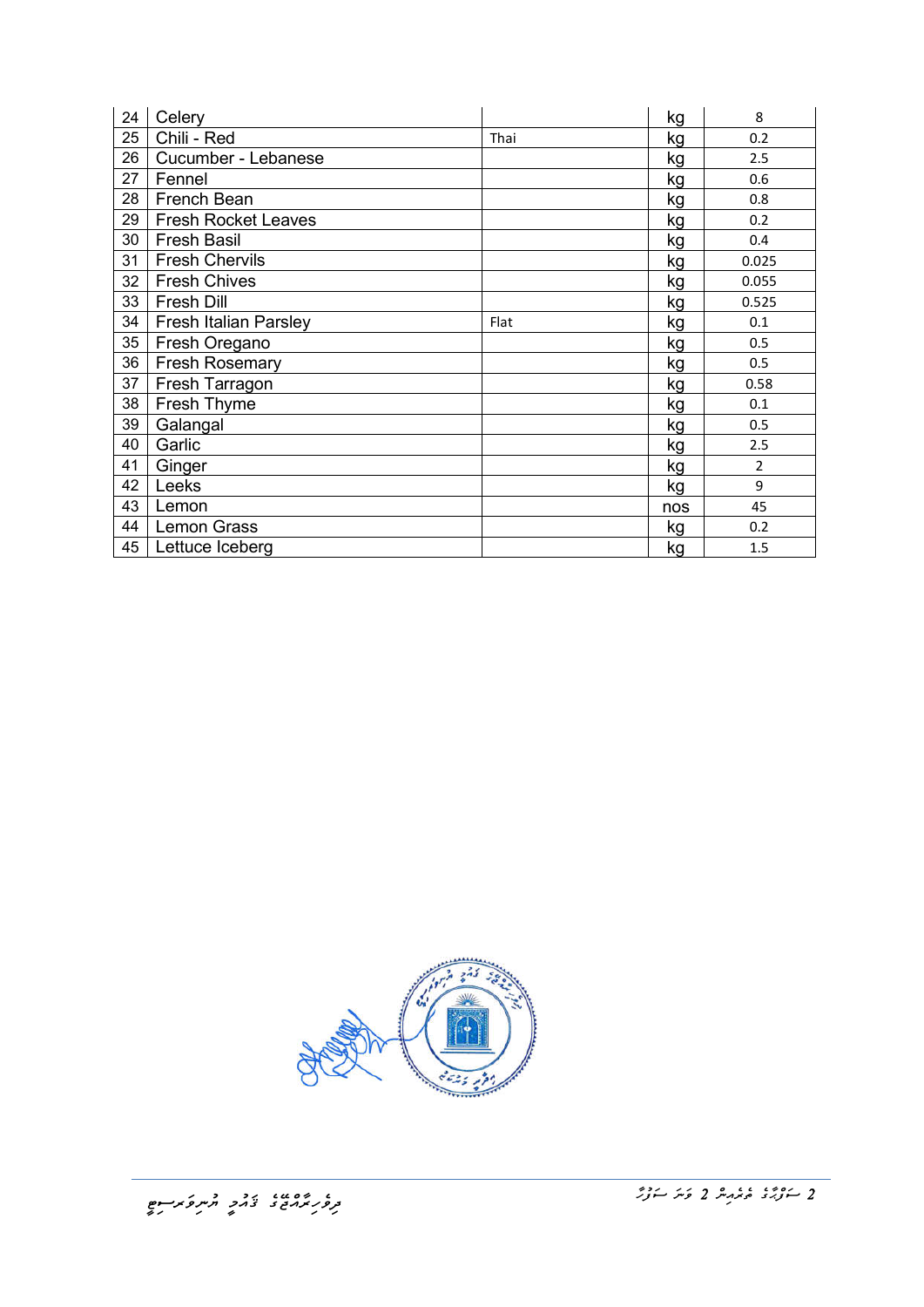| 24 | Celery | | kg | 8 |
|---|---|---|---|---|
| 25 | Chili - Red | Thai | kg | 0.2 |
| 26 | Cucumber - Lebanese | | kg | 2.5 |
| 27 | Fennel | | kg | 0.6 |
| 28 | French Bean | | kg | 0.8 |
| 29 | Fresh Rocket Leaves | | kg | 0.2 |
| 30 | Fresh Basil | | kg | 0.4 |
| 31 | Fresh Chervils | | kg | 0.025 |
| 32 | Fresh Chives | | kg | 0.055 |
| 33 | Fresh Dill | | kg | 0.525 |
| 34 | Fresh Italian Parsley | Flat | kg | 0.1 |
| 35 | Fresh Oregano | | kg | 0.5 |
| 36 | Fresh Rosemary | | kg | 0.5 |
| 37 | Fresh Tarragon | | kg | 0.58 |
| 38 | Fresh Thyme | | kg | 0.1 |
| 39 | Galangal | | kg | 0.5 |
| 40 | Garlic | | kg | 2.5 |
| 41 | Ginger | | kg | 2 |
| 42 | Leeks | | kg | 9 |
| 43 | Lemon | | nos | 45 |
| 44 | Lemon Grass | | kg | 0.2 |
| 45 | Lettuce Iceberg | | kg | 1.5 |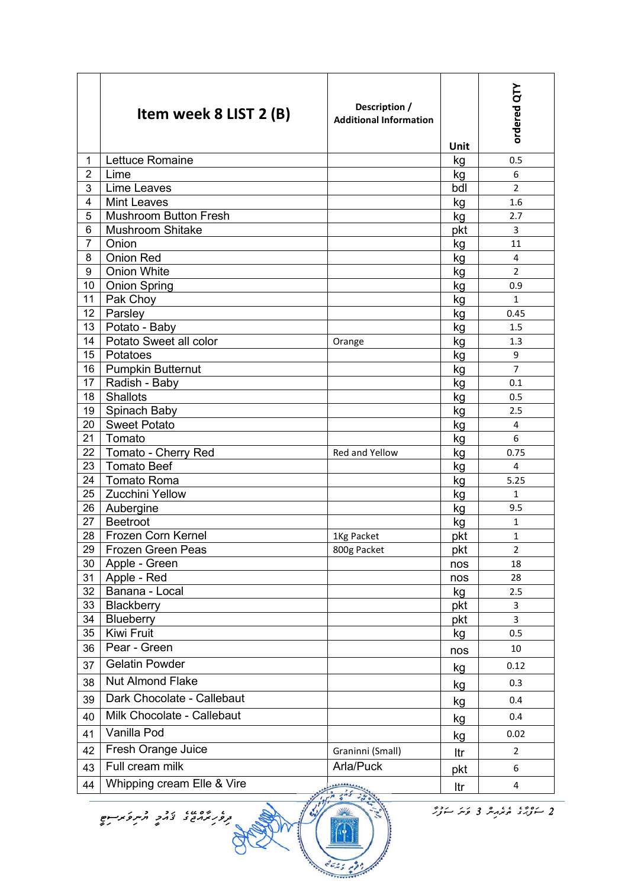| | Item week 8 LIST 2 (B) | Description / Additional Information | Unit | ordered QTY |
|---|---|---|---|---|
| 1 | Lettuce Romaine | | kg | 0.5 |
| 2 | Lime | | kg | 6 |
| 3 | Lime Leaves | | bdl | 2 |
| 4 | Mint Leaves | | kg | 1.6 |
| 5 | Mushroom Button Fresh | | kg | 2.7 |
| 6 | Mushroom Shitake | | pkt | 3 |
| 7 | Onion | | kg | 11 |
| 8 | Onion Red | | kg | 4 |
| 9 | Onion White | | kg | 2 |
| 10 | Onion Spring | | kg | 0.9 |
| 11 | Pak Choy | | kg | 1 |
| 12 | Parsley | | kg | 0.45 |
| 13 | Potato - Baby | | kg | 1.5 |
| 14 | Potato Sweet all color | Orange | kg | 1.3 |
| 15 | Potatoes | | kg | 9 |
| 16 | Pumpkin Butternut | | kg | 7 |
| 17 | Radish - Baby | | kg | 0.1 |
| 18 | Shallots | | kg | 0.5 |
| 19 | Spinach Baby | | kg | 2.5 |
| 20 | Sweet Potato | | kg | 4 |
| 21 | Tomato | | kg | 6 |
| 22 | Tomato - Cherry Red | Red and Yellow | kg | 0.75 |
| 23 | Tomato Beef | | kg | 4 |
| 24 | Tomato Roma | | kg | 5.25 |
| 25 | Zucchini Yellow | | kg | 1 |
| 26 | Aubergine | | kg | 9.5 |
| 27 | Beetroot | | kg | 1 |
| 28 | Frozen Corn Kernel | 1Kg Packet | pkt | 1 |
| 29 | Frozen Green Peas | 800g Packet | pkt | 2 |
| 30 | Apple - Green | | nos | 18 |
| 31 | Apple - Red | | nos | 28 |
| 32 | Banana - Local | | kg | 2.5 |
| 33 | Blackberry | | pkt | 3 |
| 34 | Blueberry | | pkt | 3 |
| 35 | Kiwi Fruit | | kg | 0.5 |
| 36 | Pear - Green | | nos | 10 |
| 37 | Gelatin Powder | | kg | 0.12 |
| 38 | Nut Almond Flake | | kg | 0.3 |
| 39 | Dark Chocolate - Callebaut | | kg | 0.4 |
| 40 | Milk Chocolate - Callebaut | | kg | 0.4 |
| 41 | Vanilla Pod | | kg | 0.02 |
| 42 | Fresh Orange Juice | Graninni (Small) | ltr | 2 |
| 43 | Full cream milk | Arla/Puck | pkt | 6 |
| 44 | Whipping cream Elle & Vire | | ltr | 4 |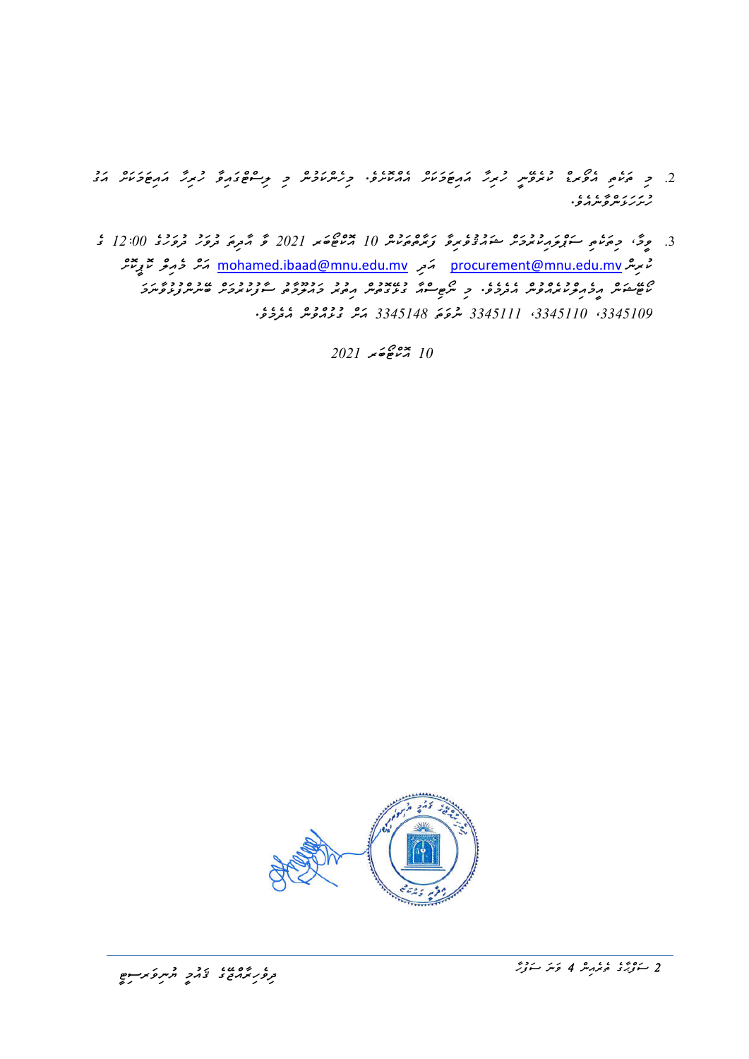2. މި ތަކެތި އެވޯޑް ކުރެވޭނީ ހުރިހާ އައިޓަމަކަށް އެއްކޮށެވެ. މިހެންކަމުން މި ލިސްޓްގައިވާ ހުރިހާ އައިޓަމަކަށް އަގު ހުށަހަޅަންވާނެއެވެ.

3. ވީމާ، މިތަކެތި ސަޕްލައިކުރުމަށް ޝައުޤުވެރިވާ ފަރާތްތަކުން 10 އޮގަސްޓް 2021 ވާ އަންގާރަ ދުވަހުގެ މެންދުރު 12:00 ގެ ކުރިން procurement@mnu.edu.mv އަދި mohamed.ibaad@mnu.edu.mv އަށް މެއިލް ކޮށްދެއްވުން ކޯޓޭޝަން އީމެއިލްކުރައްވުން އެދެމެވެ. މި ނޯޓިސްއާ ގުޅޭގޮތުން އިތުރު މައުލޫމާތު ސާފުކުރުމަށް ބޭނުންފުޅުވާނަމަ 3345109، 3345110، 3345111 ނުވަތަ 3345148 އަށް ގުޅުއްވުން އެދެމެވެ.

10 އޮގަސްޓް 2021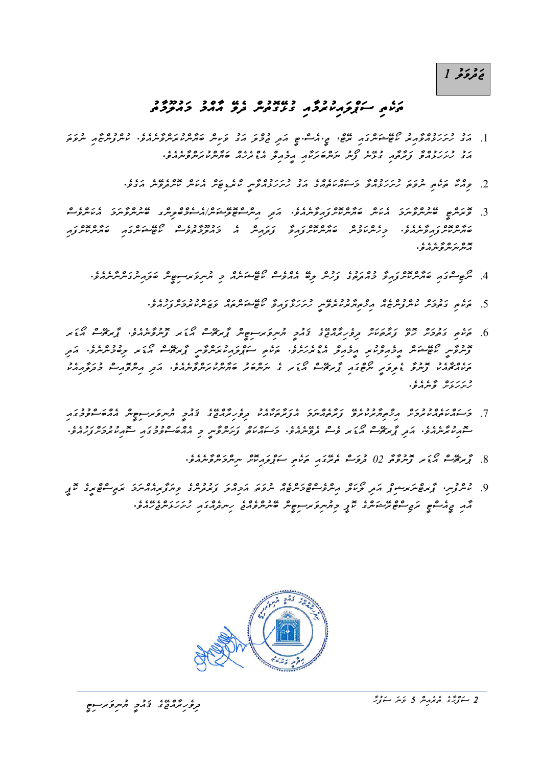ޖަދުވަލު 1

# ތަކެތި ސަޕްލައިކުރުމާއި ގުޅޭގޮތުން ދެވޭ އާއްމު މަޢުލޫމާތު

1. އަގު ހުށަހަޅާއިރު ކޯޓޭޝަނުގައި ޓެކްސް، ޖީ.އެސް.ޓީ އަދި ޖުމްލަ އަގު ވަކިން ބަޔާންކުރަންވާނެއެވެ. ކުންފުންޏާއި ނުވަތަ އަގު ހުށަހަޅާ ފަރާތާއި ގުޅޭނެ ފޯން ނަންބަރާއި އީމެއިލް އެޑްރެސް ބަޔާންކުރަންވާނެއެވެ.

2. ވިއުޓާ ތަކެތި ނުވަތަ ހުށަހަޅާފައިވާ މަސައްކަތެއްގެ އަގު ހުށަހަޅާފައިވާ ކުރެހުމާ އެކަން ކުރެވޭނެ އަގެވެ.

3. ޑެލިވަރީ ބޭނުންވާނަމަ އެކަން ބަޔާންކޮށްދެއްވާށެވެ. އަދި އިންސްޓޯލޭޝަން/އެސެމްބްލިންގ ބޭނުންވާނަމަ އެކަން ބަޔާންކޮށްދެއްވާށެވެ. ވޮރަންޓީ ދޭނަމަ، އެކަން ކޯޓޭޝަނުގައި ބަޔާންކޮށް އަންގަންވާނެއެވެ.

4. ނޯޓިސްގައި ބަޔާންކޮށްފައިވާ މުއްދަތުގެ ފަހުން ލިބޭ އެއްވެސް ކޯޓޭޝަނެއް މި އިދާރާއިން ބަލައިނުގަނެވޭނެއެވެ.

5. ތަކެތި ގަތުމަށް ކުންފުނިތަކުން އިއުލާނުގައިވާ ގޮތަށް ހުށަހަޅާފައިވާ ކޯޓޭޝަނުތައް ވަޒަންކުރުމުގައި ބަލާނެއެވެ.

6. ތަކެތި ގެނައުން ކުރާ ވަގުތު ދިވެހިރާއްޖޭގެ ޤައުމީ ޔުނިވަރސިޓީން ޕާރޗޭސް އޯޑަރ ފޮނުވާނެއެވެ. ޕާރޗޭސް އޯޑަރ ފޮނުވުމުން ކޯޓޭޝަނުގައިވާ އީމެއިލް އެޑްރެހަށެވެ. ތަކެތި ސަޕްލައިކުރަންވާނީ ޕާރޗޭސް އޯޑަރ ލިބުމުންނެވެ. އަދި ތަކެއްޗާއެކު ގެންނަ ޑޮކިއުމަންޓުގައި ޕާރޗޭސް އޯޑަރގެ ނަންބަރު ބަޔާންކުރަންވާނެއެވެ. އަދި އިންވޮއިސް މުއްދަތުގައި ހުށަހަޅަންވާނެއެވެ.

7. މަސައްކަތެއް ކުރުމުގައި ދިވެހިރާއްޖޭގެ ޤައުމީ ޔުނިވަރސިޓީން އެއްބަސްވުމުގައި ސޮއިކުރަންވާނެއެވެ. އަދި ޕާރޗޭސް އޯޑަރ ވެސް ދޫކުރާނެއެވެ. މަސައްކަތް ފަށާނީ މި އެއްބަސްވުމުގައި ސޮއިކުރުމުން ފެށިގެންނެވެ.

8. ޕާރޗޭސް އޯޑަރ ފޮނުވާތާ 02 ދުވަސް ތެރޭގައި ތަކެތި ސަޕްލައިކޮށް ނިންމަންވާނެއެވެ.

9. ކުންފުނި، ޕާޓްނަރޝިޕް އަދި ވިޔަފާރި ރަޖިސްޓްރީކުރެވިފައިވާ ސެޓްފިކެޓްގެ ކޮޕީ އާއި ޖީ.އެސް.ޓީ ރަޖިސްޓްރީގެ ކޮޕީ މި ޔުނިވަރސިޓީން ބޭނުންވެއްޖެ ހިނދެއްގައި ހުށަހަޅަންޖެހޭނެއެވެ.